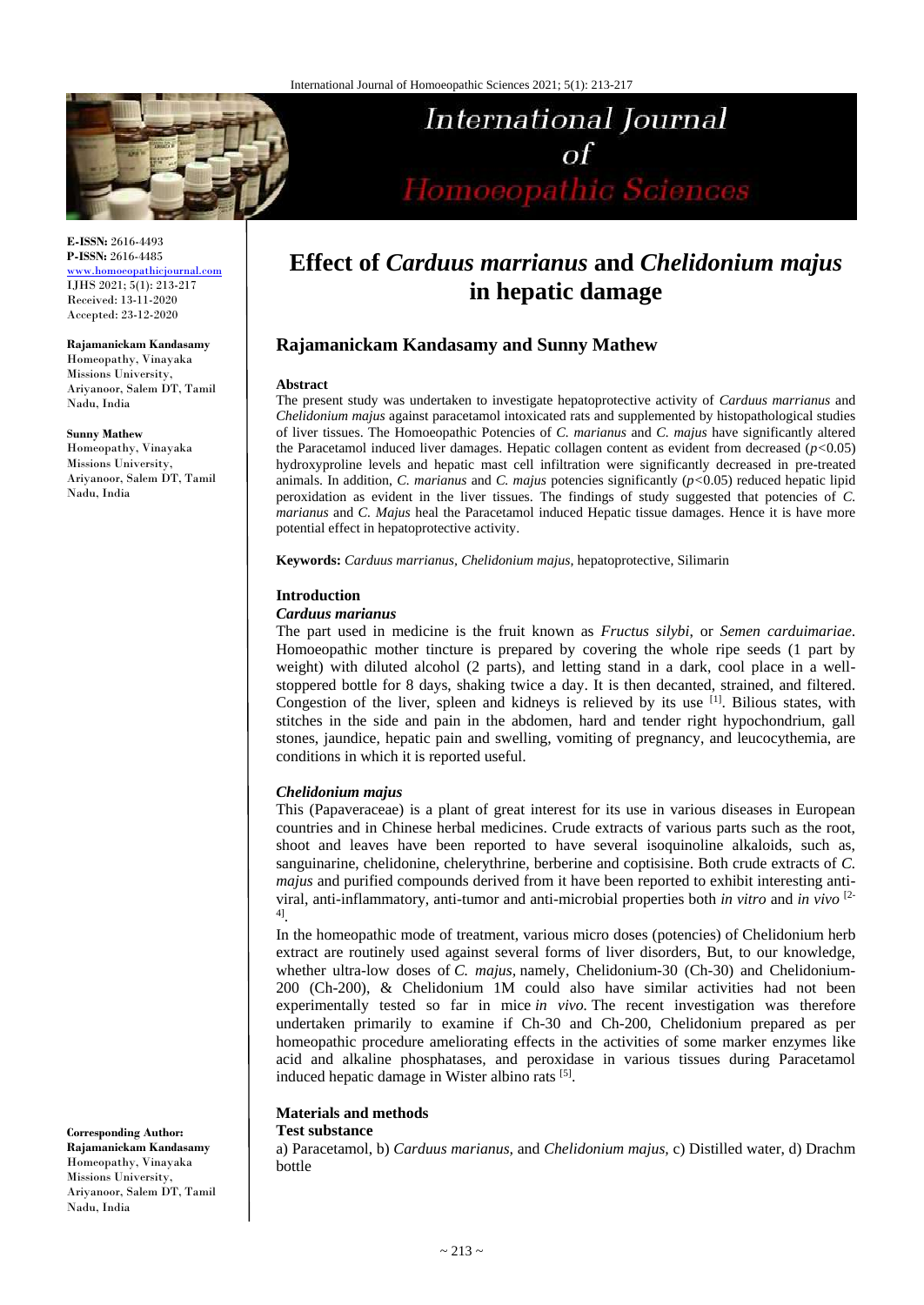**E-ISSN:** 2616-4493
**P-ISSN:** 2616-4485
www.homoeopathicjournal.com
IJHS 2021; 5(1): 213-217
Received: 13-11-2020
Accepted: 23-12-2020

**Rajamanickam Kandasamy**
Homeopathy, Vinayaka Missions University, Ariyanoor, Salem DT, Tamil Nadu, India

**Sunny Mathew**
Homeopathy, Vinayaka Missions University, Ariyanoor, Salem DT, Tamil Nadu, India

**Corresponding Author:**
**Rajamanickam Kandasamy**
Homeopathy, Vinayaka Missions University, Ariyanoor, Salem DT, Tamil Nadu, India

# Effect of *Carduus marrianus* and *Chelidonium majus* in hepatic damage

## Rajamanickam Kandasamy and Sunny Mathew

**Abstract**

The present study was undertaken to investigate hepatoprotective activity of *Carduus marrianus* and *Chelidonium majus* against paracetamol intoxicated rats and supplemented by histopathological studies of liver tissues. The Homoeopathic Potencies of *C. marianus* and *C. majus* have significantly altered the Paracetamol induced liver damages. Hepatic collagen content as evident from decreased ($p<0.05$) hydroxyproline levels and hepatic mast cell infiltration were significantly decreased in pre-treated animals. In addition, *C. marianus* and *C. majus* potencies significantly ($p<0.05$) reduced hepatic lipid peroxidation as evident in the liver tissues. The findings of study suggested that potencies of *C. marianus* and *C. Majus* heal the Paracetamol induced Hepatic tissue damages. Hence it is have more potential effect in hepatoprotective activity.

**Keywords:** *Carduus marrianus, Chelidonium majus,* hepatoprotective, Silimarin

### Introduction

#### *Carduus marianus*

The part used in medicine is the fruit known as *Fructus silybi*, or *Semen carduimariae*. Homoeopathic mother tincture is prepared by covering the whole ripe seeds (1 part by weight) with diluted alcohol (2 parts), and letting stand in a dark, cool place in a well-stoppered bottle for 8 days, shaking twice a day. It is then decanted, strained, and filtered. Congestion of the liver, spleen and kidneys is relieved by its use [1]. Bilious states, with stitches in the side and pain in the abdomen, hard and tender right hypochondrium, gall stones, jaundice, hepatic pain and swelling, vomiting of pregnancy, and leucocythemia, are conditions in which it is reported useful.

#### *Chelidonium majus*

This (Papaveraceae) is a plant of great interest for its use in various diseases in European countries and in Chinese herbal medicines. Crude extracts of various parts such as the root, shoot and leaves have been reported to have several isoquinoline alkaloids, such as, sanguinarine, chelidonine, chelerythrine, berberine and coptisisine. Both crude extracts of *C. majus* and purified compounds derived from it have been reported to exhibit interesting anti-viral, anti-inflammatory, anti-tumor and anti-microbial properties both *in vitro* and *in vivo* [2-4].

In the homeopathic mode of treatment, various micro doses (potencies) of Chelidonium herb extract are routinely used against several forms of liver disorders, But, to our knowledge, whether ultra-low doses of *C. majus,* namely, Chelidonium-30 (Ch-30) and Chelidonium-200 (Ch-200), & Chelidonium 1M could also have similar activities had not been experimentally tested so far in mice *in vivo.* The recent investigation was therefore undertaken primarily to examine if Ch-30 and Ch-200, Chelidonium prepared as per homeopathic procedure ameliorating effects in the activities of some marker enzymes like acid and alkaline phosphatases, and peroxidase in various tissues during Paracetamol induced hepatic damage in Wister albino rats [5].

### Materials and methods

**Test substance**

a) Paracetamol, b) *Carduus marianus,* and *Chelidonium majus,* c) Distilled water, d) Drachm bottle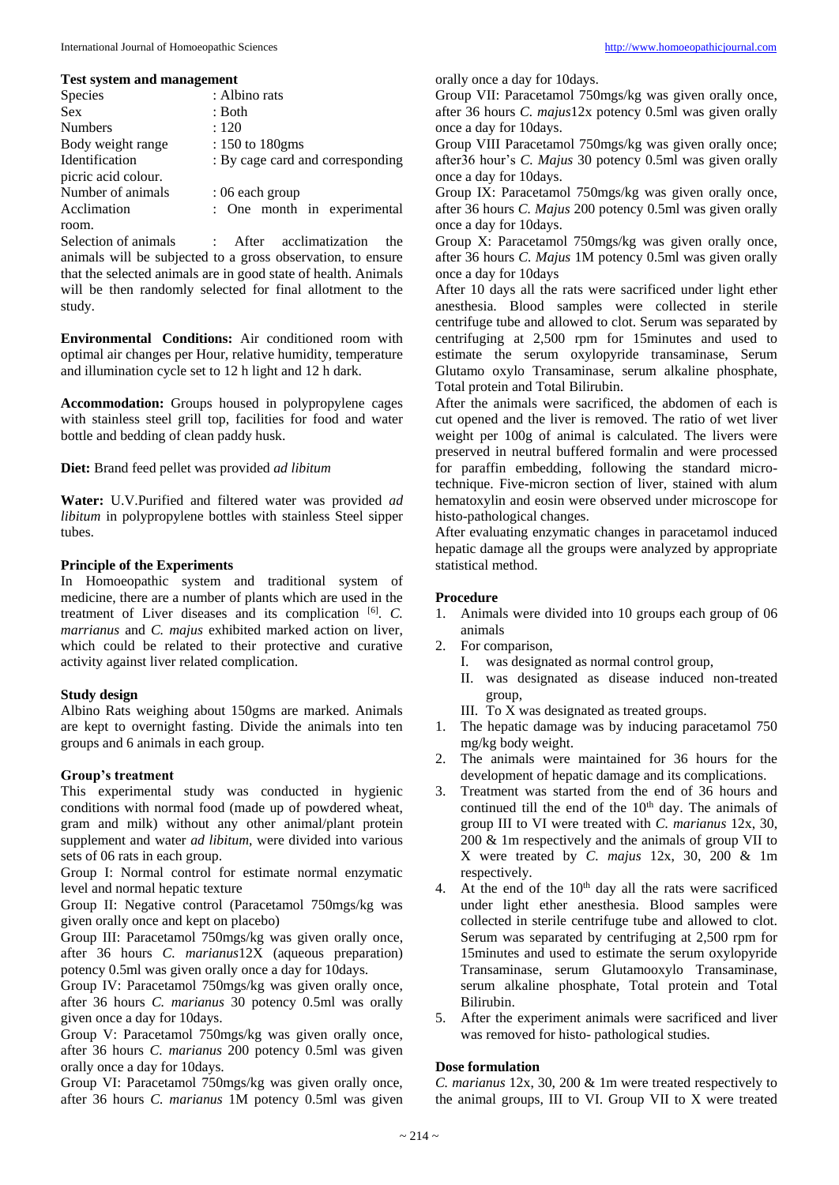### Test system and management

| | |
|---|---|
| Species | : Albino rats |
| Sex | : Both |
| Numbers | : 120 |
| Body weight range | : 150 to 180gms |
| Identification | : By cage card and corresponding picric acid colour. |
| Number of animals | : 06 each group |
| Acclimation | : One month in experimental room. |

Selection of animals : After acclimatization the animals will be subjected to a gross observation, to ensure that the selected animals are in good state of health. Animals will be then randomly selected for final allotment to the study.

**Environmental Conditions:** Air conditioned room with optimal air changes per Hour, relative humidity, temperature and illumination cycle set to 12 h light and 12 h dark.

**Accommodation:** Groups housed in polypropylene cages with stainless steel grill top, facilities for food and water bottle and bedding of clean paddy husk.

**Diet:** Brand feed pellet was provided *ad libitum*

**Water:** U.V.Purified and filtered water was provided *ad libitum* in polypropylene bottles with stainless Steel sipper tubes.

### Principle of the Experiments

In Homoeopathic system and traditional system of medicine, there are a number of plants which are used in the treatment of Liver diseases and its complication [6]. *C. marrianus* and *C. majus* exhibited marked action on liver, which could be related to their protective and curative activity against liver related complication.

### Study design

Albino Rats weighing about 150gms are marked. Animals are kept to overnight fasting. Divide the animals into ten groups and 6 animals in each group.

### Group's treatment

This experimental study was conducted in hygienic conditions with normal food (made up of powdered wheat, gram and milk) without any other animal/plant protein supplement and water *ad libitum*, were divided into various sets of 06 rats in each group.

Group I: Normal control for estimate normal enzymatic level and normal hepatic texture

Group II: Negative control (Paracetamol 750mgs/kg was given orally once and kept on placebo)

Group III: Paracetamol 750mgs/kg was given orally once, after 36 hours *C. marianus*12X (aqueous preparation) potency 0.5ml was given orally once a day for 10days.

Group IV: Paracetamol 750mgs/kg was given orally once, after 36 hours *C. marianus* 30 potency 0.5ml was orally given once a day for 10days.

Group V: Paracetamol 750mgs/kg was given orally once, after 36 hours *C. marianus* 200 potency 0.5ml was given orally once a day for 10days.

Group VI: Paracetamol 750mgs/kg was given orally once, after 36 hours *C. marianus* 1M potency 0.5ml was given orally once a day for 10days.

Group VII: Paracetamol 750mgs/kg was given orally once, after 36 hours *C. majus*12x potency 0.5ml was given orally once a day for 10days.

Group VIII Paracetamol 750mgs/kg was given orally once; after36 hour's *C. Majus* 30 potency 0.5ml was given orally once a day for 10days.

Group IX: Paracetamol 750mgs/kg was given orally once, after 36 hours *C. Majus* 200 potency 0.5ml was given orally once a day for 10days.

Group X: Paracetamol 750mgs/kg was given orally once, after 36 hours *C. Majus* 1M potency 0.5ml was given orally once a day for 10days

After 10 days all the rats were sacrificed under light ether anesthesia. Blood samples were collected in sterile centrifuge tube and allowed to clot. Serum was separated by centrifuging at 2,500 rpm for 15minutes and used to estimate the serum oxylopyride transaminase, Serum Glutamo oxylo Transaminase, serum alkaline phosphate, Total protein and Total Bilirubin.

After the animals were sacrificed, the abdomen of each is cut opened and the liver is removed. The ratio of wet liver weight per 100g of animal is calculated. The livers were preserved in neutral buffered formalin and were processed for paraffin embedding, following the standard micro-technique. Five-micron section of liver, stained with alum hematoxylin and eosin were observed under microscope for histo-pathological changes.

After evaluating enzymatic changes in paracetamol induced hepatic damage all the groups were analyzed by appropriate statistical method.

### Procedure

1. Animals were divided into 10 groups each group of 06 animals
2. For comparison,
   I. was designated as normal control group,
   II. was designated as disease induced non-treated group,
   III. To X was designated as treated groups.
1. The hepatic damage was by inducing paracetamol 750 mg/kg body weight.
2. The animals were maintained for 36 hours for the development of hepatic damage and its complications.
3. Treatment was started from the end of 36 hours and continued till the end of the 10th day. The animals of group III to VI were treated with *C. marianus* 12x, 30, 200 & 1m respectively and the animals of group VII to X were treated by *C. majus* 12x, 30, 200 & 1m respectively.
4. At the end of the 10th day all the rats were sacrificed under light ether anesthesia. Blood samples were collected in sterile centrifuge tube and allowed to clot. Serum was separated by centrifuging at 2,500 rpm for 15minutes and used to estimate the serum oxylopyride Transaminase, serum Glutamooxylo Transaminase, serum alkaline phosphate, Total protein and Total Bilirubin.
5. After the experiment animals were sacrificed and liver was removed for histo- pathological studies.

### Dose formulation

*C. marianus* 12x, 30, 200 & 1m were treated respectively to the animal groups, III to VI. Group VII to X were treated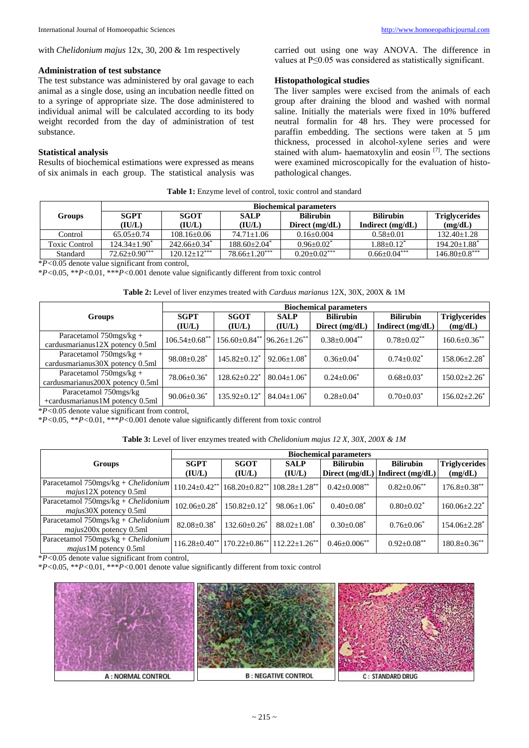with *Chelidonium majus* 12x, 30, 200 & 1m respectively

### Administration of test substance

The test substance was administered by oral gavage to each animal as a single dose, using an incubation needle fitted on to a syringe of appropriate size. The dose administered to individual animal will be calculated according to its body weight recorded from the day of administration of test substance.

### Statistical analysis

Results of biochemical estimations were expressed as means of six animals in each group. The statistical analysis was carried out using one way ANOVA. The difference in values at P≤0.05 was considered as statistically significant.

### Histopathological studies

The liver samples were excised from the animals of each group after draining the blood and washed with normal saline. Initially the materials were fixed in 10% buffered neutral formalin for 48 hrs. They were processed for paraffin embedding. The sections were taken at 5 µm thickness, processed in alcohol-xylene series and were stained with alum- haematoxylin and eosin [7]. The sections were examined microscopically for the evaluation of histo-pathological changes.

**Table 1:** Enzyme level of control, toxic control and standard

| Groups | Biochemical parameters | | | | | |
|---|---|---|---|---|---|---|
| | SGPT (IU/L) | SGOT (IU/L) | SALP (IU/L) | Bilirubin Direct (mg/dL) | Bilirubin Indirect (mg/dL) | Triglycerides (mg/dL) |
| Control | 65.05±0.74 | 108.16±0.06 | 74.71±1.06 | 0.16±0.004 | 0.58±0.01 | 132.40±1.28 |
| Toxic Control | 124.34±1.90* | 242.66±0.34* | 188.60±2.04* | 0.96±0.02* | 1.88±0.12* | 194.20±1.88* |
| Standard | 72.62±0.90*** | 120.12±12*** | 78.66±1.20*** | 0.20±0.02*** | 0.66±0.04*** | 146.80±0.8*** |

*$P$<0.05 denote value significant from control,

*$P$<0.05, **$P$<0.01, ***$P$<0.001 denote value significantly different from toxic control

**Table 2:** Level of liver enzymes treated with *Carduus marianus* 12X, 30X, 200X & 1M

| Groups | Biochemical parameters | | | | | |
|---|---|---|---|---|---|---|
| | SGPT (IU/L) | SGOT (IU/L) | SALP (IU/L) | Bilirubin Direct (mg/dL) | Bilirubin Indirect (mg/dL) | Triglycerides (mg/dL) |
| Paracetamol 750mgs/kg + cardusmarianus12X potency 0.5ml | 106.54±0.68** | 156.60±0.84** | 96.26±1.26** | 0.38±0.004** | 0.78±0.02** | 160.6±0.36** |
| Paracetamol 750mgs/kg + cardusmarianus30X potency 0.5ml | 98.08±0.28* | 145.82±0.12* | 92.06±1.08* | 0.36±0.04* | 0.74±0.02* | 158.06±2.28* |
| Paracetamol 750mgs/kg + cardusmarianus200X potency 0.5ml | 78.06±0.36* | 128.62±0.22* | 80.04±1.06* | 0.24±0.06* | 0.68±0.03* | 150.02±2.26* |
| Paracetamol 750mgs/kg +cardusmarianus1M potency 0.5ml | 90.06±0.36* | 135.92±0.12* | 84.04±1.06* | 0.28±0.04* | 0.70±0.03* | 156.02±2.26* |

*$P$<0.05 denote value significant from control,

*$P$<0.05, **$P$<0.01, ***$P$<0.001 denote value significantly different from toxic control

**Table 3:** Level of liver enzymes treated with *Chelidonium majus 12 X, 30X, 200X & 1M*

| Groups | Biochemical parameters | | | | | |
|---|---|---|---|---|---|---|
| | SGPT (IU/L) | SGOT (IU/L) | SALP (IU/L) | Bilirubin Direct (mg/dL) | Bilirubin Indirect (mg/dL) | Triglycerides (mg/dL) |
| Paracetamol 750mgs/kg + *Chelidonium majus*12X potency 0.5ml | 110.24±0.42** | 168.20±0.82** | 108.28±1.28** | 0.42±0.008** | 0.82±0.06** | 176.8±0.38** |
| Paracetamol 750mgs/kg + *Chelidonium majus*30X potency 0.5ml | 102.06±0.28* | 150.82±0.12* | 98.06±1.06* | 0.40±0.08* | 0.80±0.02* | 160.06±2.22* |
| Paracetamol 750mgs/kg + *Chelidonium majus*200x potency 0.5ml | 82.08±0.38* | 132.60±0.26* | 88.02±1.08* | 0.30±0.08* | 0.76±0.06* | 154.06±2.28* |
| Paracetamol 750mgs/kg + *Chelidonium majus*1M potency 0.5ml | 116.28±0.40** | 170.22±0.86** | 112.22±1.26** | 0.46±0.006** | 0.92±0.08** | 180.8±0.36** |

*$P$<0.05 denote value significant from control,

*$P$<0.05, **$P$<0.01, ***$P$<0.001 denote value significantly different from toxic control

A : NORMAL CONTROL

B : NEGATIVE CONTROL

C : STANDARD DRUG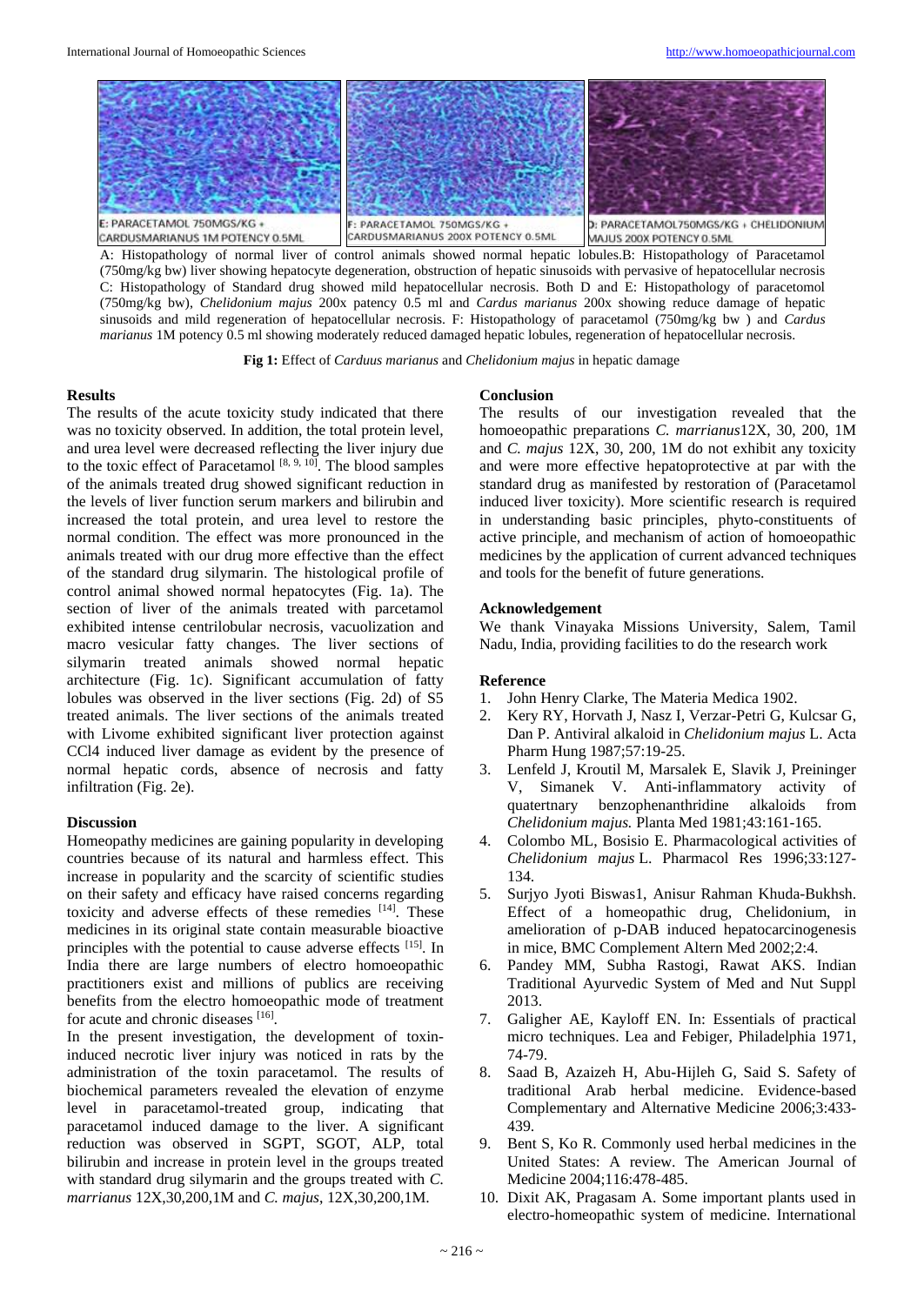E: PARACETAMOL 750MGS/KG + CARDUSMARIANUS 1M POTENCY 0.5ML

F: PARACETAMOL 750MGS/KG + CARDUSMARIANUS 200X POTENCY 0.5ML

D: PARACETAMOL750MGS/KG + CHELIDONIUM MAJUS 200X POTENCY 0.5ML

A: Histopathology of normal liver of control animals showed normal hepatic lobules.B: Histopathology of Paracetamol (750mg/kg bw) liver showing hepatocyte degeneration, obstruction of hepatic sinusoids with pervasive of hepatocellular necrosis C: Histopathology of Standard drug showed mild hepatocellular necrosis. Both D and E: Histopathology of paracetomol (750mg/kg bw), *Chelidonium majus* 200x patency 0.5 ml and *Cardus marianus* 200x showing reduce damage of hepatic sinusoids and mild regeneration of hepatocellular necrosis. F: Histopathology of paracetamol (750mg/kg bw ) and *Cardus marianus* 1M potency 0.5 ml showing moderately reduced damaged hepatic lobules, regeneration of hepatocellular necrosis.

**Fig 1:** Effect of *Carduus marianus* and *Chelidonium majus* in hepatic damage

### Results

The results of the acute toxicity study indicated that there was no toxicity observed. In addition, the total protein level, and urea level were decreased reflecting the liver injury due to the toxic effect of Paracetamol [8, 9, 10]. The blood samples of the animals treated drug showed significant reduction in the levels of liver function serum markers and bilirubin and increased the total protein, and urea level to restore the normal condition. The effect was more pronounced in the animals treated with our drug more effective than the effect of the standard drug silymarin. The histological profile of control animal showed normal hepatocytes (Fig. 1a). The section of liver of the animals treated with parcetamol exhibited intense centrilobular necrosis, vacuolization and macro vesicular fatty changes. The liver sections of silymarin treated animals showed normal hepatic architecture (Fig. 1c). Significant accumulation of fatty lobules was observed in the liver sections (Fig. 2d) of S5 treated animals. The liver sections of the animals treated with Livome exhibited significant liver protection against CCl4 induced liver damage as evident by the presence of normal hepatic cords, absence of necrosis and fatty infiltration (Fig. 2e).

### Discussion

Homeopathy medicines are gaining popularity in developing countries because of its natural and harmless effect. This increase in popularity and the scarcity of scientific studies on their safety and efficacy have raised concerns regarding toxicity and adverse effects of these remedies [14]. These medicines in its original state contain measurable bioactive principles with the potential to cause adverse effects [15]. In India there are large numbers of electro homoeopathic practitioners exist and millions of publics are receiving benefits from the electro homoeopathic mode of treatment for acute and chronic diseases [16].

In the present investigation, the development of toxin-induced necrotic liver injury was noticed in rats by the administration of the toxin paracetamol. The results of biochemical parameters revealed the elevation of enzyme level in paracetamol-treated group, indicating that paracetamol induced damage to the liver. A significant reduction was observed in SGPT, SGOT, ALP, total bilirubin and increase in protein level in the groups treated with standard drug silymarin and the groups treated with *C. marrianus* 12X,30,200,1M and *C. majus*, 12X,30,200,1M.

### Conclusion

The results of our investigation revealed that the homoeopathic preparations *C. marrianus*12X, 30, 200, 1M and *C. majus* 12X, 30, 200, 1M do not exhibit any toxicity and were more effective hepatoprotective at par with the standard drug as manifested by restoration of (Paracetamol induced liver toxicity). More scientific research is required in understanding basic principles, phyto-constituents of active principle, and mechanism of action of homoeopathic medicines by the application of current advanced techniques and tools for the benefit of future generations.

### Acknowledgement

We thank Vinayaka Missions University, Salem, Tamil Nadu, India, providing facilities to do the research work

### Reference

1. John Henry Clarke, The Materia Medica 1902.
2. Kery RY, Horvath J, Nasz I, Verzar-Petri G, Kulcsar G, Dan P. Antiviral alkaloid in *Chelidonium majus* L. Acta Pharm Hung 1987;57:19-25.
3. Lenfeld J, Kroutil M, Marsalek E, Slavik J, Preininger V, Simanek V. Anti-inflammatory activity of quatertnary benzophenanthridine alkaloids from *Chelidonium majus.* Planta Med 1981;43:161-165.
4. Colombo ML, Bosisio E. Pharmacological activities of *Chelidonium majus* L. Pharmacol Res 1996;33:127-134.
5. Surjyo Jyoti Biswas1, Anisur Rahman Khuda-Bukhsh. Effect of a homeopathic drug, Chelidonium, in amelioration of p-DAB induced hepatocarcinogenesis in mice, BMC Complement Altern Med 2002;2:4.
6. Pandey MM, Subha Rastogi, Rawat AKS. Indian Traditional Ayurvedic System of Med and Nut Suppl 2013.
7. Galigher AE, Kayloff EN. In: Essentials of practical micro techniques. Lea and Febiger, Philadelphia 1971, 74-79.
8. Saad B, Azaizeh H, Abu-Hijleh G, Said S. Safety of traditional Arab herbal medicine. Evidence-based Complementary and Alternative Medicine 2006;3:433-439.
9. Bent S, Ko R. Commonly used herbal medicines in the United States: A review. The American Journal of Medicine 2004;116:478-485.
10. Dixit AK, Pragasam A. Some important plants used in electro-homeopathic system of medicine. International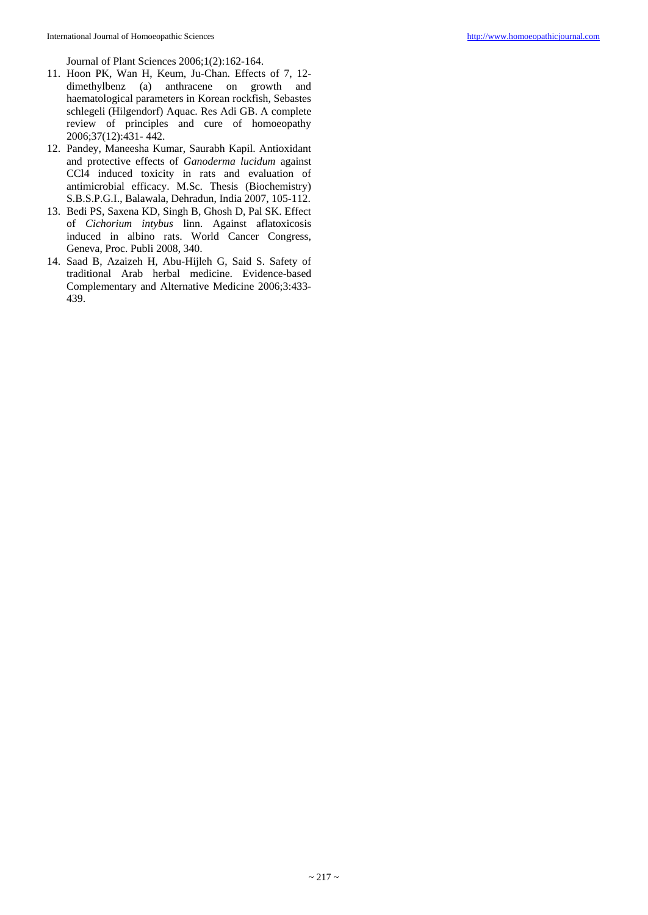Journal of Plant Sciences 2006;1(2):162-164.

11. Hoon PK, Wan H, Keum, Ju-Chan. Effects of 7, 12-dimethylbenz (a) anthracene on growth and haematological parameters in Korean rockfish, Sebastes schlegeli (Hilgendorf) Aquac. Res Adi GB. A complete review of principles and cure of homoeopathy 2006;37(12):431- 442.
12. Pandey, Maneesha Kumar, Saurabh Kapil. Antioxidant and protective effects of *Ganoderma lucidum* against CCl4 induced toxicity in rats and evaluation of antimicrobial efficacy. M.Sc. Thesis (Biochemistry) S.B.S.P.G.I., Balawala, Dehradun, India 2007, 105-112.
13. Bedi PS, Saxena KD, Singh B, Ghosh D, Pal SK. Effect of *Cichorium intybus* linn. Against aflatoxicosis induced in albino rats. World Cancer Congress, Geneva, Proc. Publi 2008, 340.
14. Saad B, Azaizeh H, Abu-Hijleh G, Said S. Safety of traditional Arab herbal medicine. Evidence-based Complementary and Alternative Medicine 2006;3:433-439.